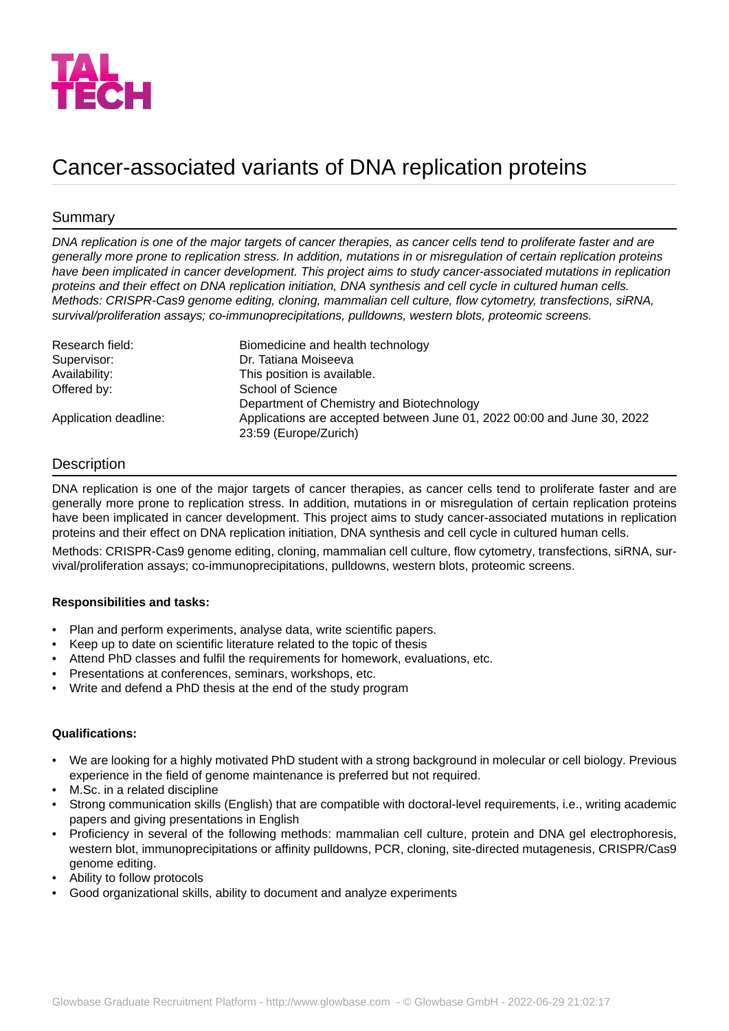TAL TECH

# Cancer-associated variants of DNA replication proteins

## Summary

*DNA replication is one of the major targets of cancer therapies, as cancer cells tend to proliferate faster and are generally more prone to replication stress. In addition, mutations in or misregulation of certain replication proteins have been implicated in cancer development. This project aims to study cancer-associated mutations in replication proteins and their effect on DNA replication initiation, DNA synthesis and cell cycle in cultured human cells. Methods: CRISPR-Cas9 genome editing, cloning, mammalian cell culture, flow cytometry, transfections, siRNA, survival/proliferation assays; co-immunoprecipitations, pulldowns, western blots, proteomic screens.*

| | |
|---|---|
| Research field: | Biomedicine and health technology |
| Supervisor: | Dr. Tatiana Moiseeva |
| Availability: | This position is available. |
| Offered by: | School of Science<br>Department of Chemistry and Biotechnology |
| Application deadline: | Applications are accepted between June 01, 2022 00:00 and June 30, 2022 23:59 (Europe/Zurich) |

## Description

DNA replication is one of the major targets of cancer therapies, as cancer cells tend to proliferate faster and are generally more prone to replication stress. In addition, mutations in or misregulation of certain replication proteins have been implicated in cancer development. This project aims to study cancer-associated mutations in replication proteins and their effect on DNA replication initiation, DNA synthesis and cell cycle in cultured human cells.

Methods: CRISPR-Cas9 genome editing, cloning, mammalian cell culture, flow cytometry, transfections, siRNA, survival/proliferation assays; co-immunoprecipitations, pulldowns, western blots, proteomic screens.

**Responsibilities and tasks:**

- Plan and perform experiments, analyse data, write scientific papers.
- Keep up to date on scientific literature related to the topic of thesis
- Attend PhD classes and fulfil the requirements for homework, evaluations, etc.
- Presentations at conferences, seminars, workshops, etc.
- Write and defend a PhD thesis at the end of the study program

**Qualifications:**

- We are looking for a highly motivated PhD student with a strong background in molecular or cell biology. Previous experience in the field of genome maintenance is preferred but not required.
- M.Sc. in a related discipline
- Strong communication skills (English) that are compatible with doctoral-level requirements, i.e., writing academic papers and giving presentations in English
- Proficiency in several of the following methods: mammalian cell culture, protein and DNA gel electrophoresis, western blot, immunoprecipitations or affinity pulldowns, PCR, cloning, site-directed mutagenesis, CRISPR/Cas9 genome editing.
- Ability to follow protocols
- Good organizational skills, ability to document and analyze experiments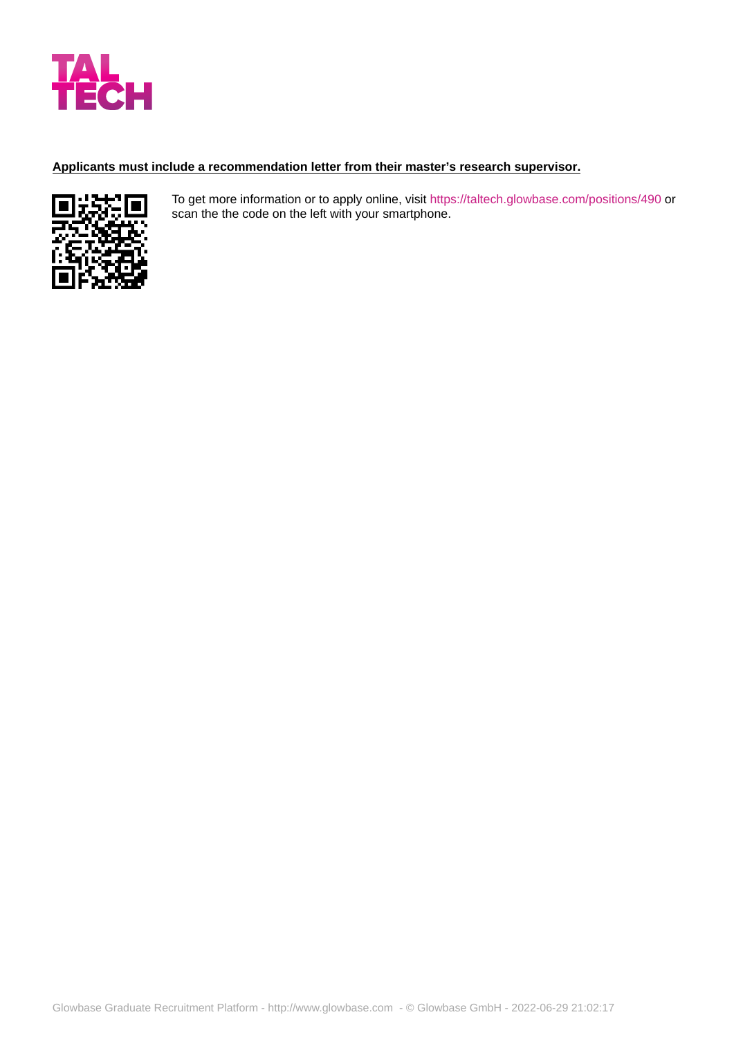**Applicants must include a recommendation letter from their master's research supervisor.**

To get more information or to apply online, visit https://taltech.glowbase.com/positions/490 or scan the the code on the left with your smartphone.